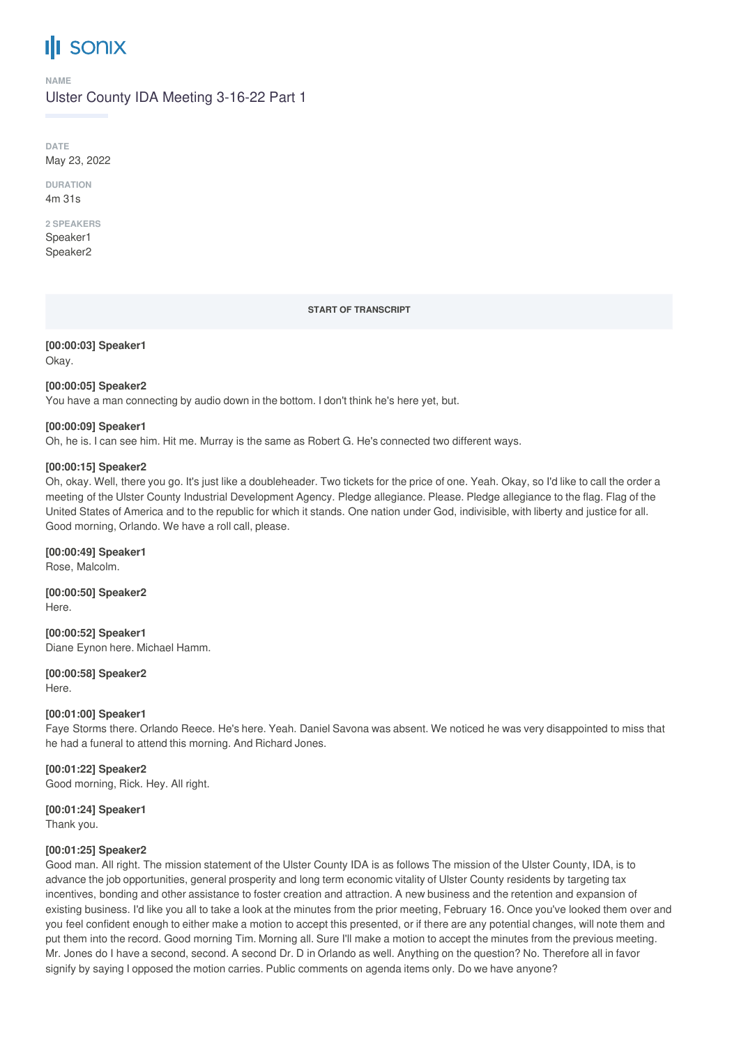# sonix

**NAME**

Ulster County IDA Meeting 3-16-22 Part 1

**DATE**

May 23, 2022

**DURATION**

4m 31s

**2 SPEAKERS**

Speaker1
Speaker2

**START OF TRANSCRIPT**

**[00:00:03] Speaker1**
Okay.

**[00:00:05] Speaker2**
You have a man connecting by audio down in the bottom. I don't think he's here yet, but.

**[00:00:09] Speaker1**
Oh, he is. I can see him. Hit me. Murray is the same as Robert G. He's connected two different ways.

**[00:00:15] Speaker2**
Oh, okay. Well, there you go. It's just like a doubleheader. Two tickets for the price of one. Yeah. Okay, so I'd like to call the order a meeting of the Ulster County Industrial Development Agency. Pledge allegiance. Please. Pledge allegiance to the flag. Flag of the United States of America and to the republic for which it stands. One nation under God, indivisible, with liberty and justice for all. Good morning, Orlando. We have a roll call, please.

**[00:00:49] Speaker1**
Rose, Malcolm.

**[00:00:50] Speaker2**
Here.

**[00:00:52] Speaker1**
Diane Eynon here. Michael Hamm.

**[00:00:58] Speaker2**
Here.

**[00:01:00] Speaker1**
Faye Storms there. Orlando Reece. He's here. Yeah. Daniel Savona was absent. We noticed he was very disappointed to miss that he had a funeral to attend this morning. And Richard Jones.

**[00:01:22] Speaker2**
Good morning, Rick. Hey. All right.

**[00:01:24] Speaker1**
Thank you.

**[00:01:25] Speaker2**
Good man. All right. The mission statement of the Ulster County IDA is as follows The mission of the Ulster County, IDA, is to advance the job opportunities, general prosperity and long term economic vitality of Ulster County residents by targeting tax incentives, bonding and other assistance to foster creation and attraction. A new business and the retention and expansion of existing business. I'd like you all to take a look at the minutes from the prior meeting, February 16. Once you've looked them over and you feel confident enough to either make a motion to accept this presented, or if there are any potential changes, will note them and put them into the record. Good morning Tim. Morning all. Sure I'll make a motion to accept the minutes from the previous meeting. Mr. Jones do I have a second, second. A second Dr. D in Orlando as well. Anything on the question? No. Therefore all in favor signify by saying I opposed the motion carries. Public comments on agenda items only. Do we have anyone?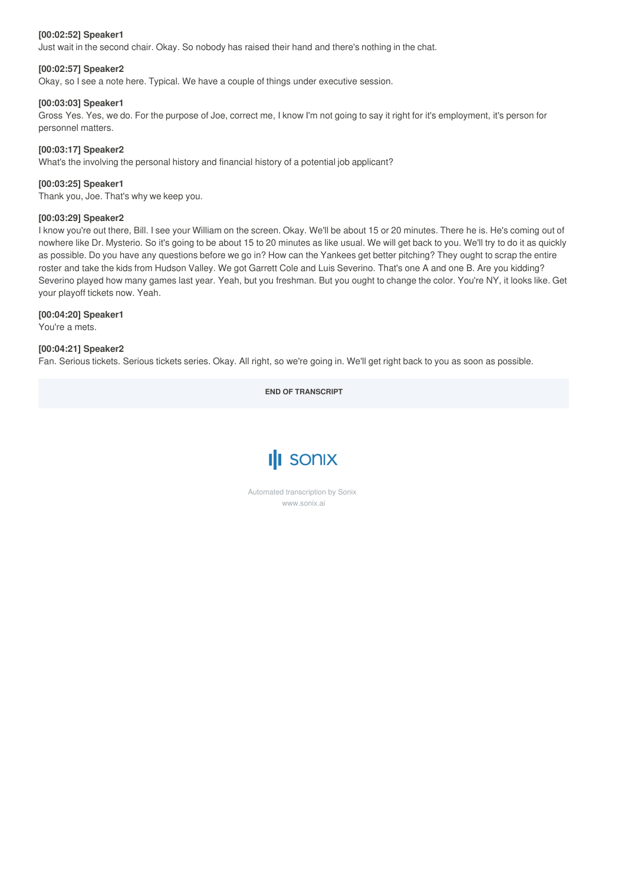**[00:02:52] Speaker1**
Just wait in the second chair. Okay. So nobody has raised their hand and there's nothing in the chat.

**[00:02:57] Speaker2**
Okay, so I see a note here. Typical. We have a couple of things under executive session.

**[00:03:03] Speaker1**
Gross Yes. Yes, we do. For the purpose of Joe, correct me, I know I'm not going to say it right for it's employment, it's person for personnel matters.

**[00:03:17] Speaker2**
What's the involving the personal history and financial history of a potential job applicant?

**[00:03:25] Speaker1**
Thank you, Joe. That's why we keep you.

**[00:03:29] Speaker2**
I know you're out there, Bill. I see your William on the screen. Okay. We'll be about 15 or 20 minutes. There he is. He's coming out of nowhere like Dr. Mysterio. So it's going to be about 15 to 20 minutes as like usual. We will get back to you. We'll try to do it as quickly as possible. Do you have any questions before we go in? How can the Yankees get better pitching? They ought to scrap the entire roster and take the kids from Hudson Valley. We got Garrett Cole and Luis Severino. That's one A and one B. Are you kidding? Severino played how many games last year. Yeah, but you freshman. But you ought to change the color. You're NY, it looks like. Get your playoff tickets now. Yeah.

**[00:04:20] Speaker1**
You're a mets.

**[00:04:21] Speaker2**
Fan. Serious tickets. Serious tickets series. Okay. All right, so we're going in. We'll get right back to you as soon as possible.

**END OF TRANSCRIPT**

sonix

Automated transcription by Sonix
www.sonix.ai